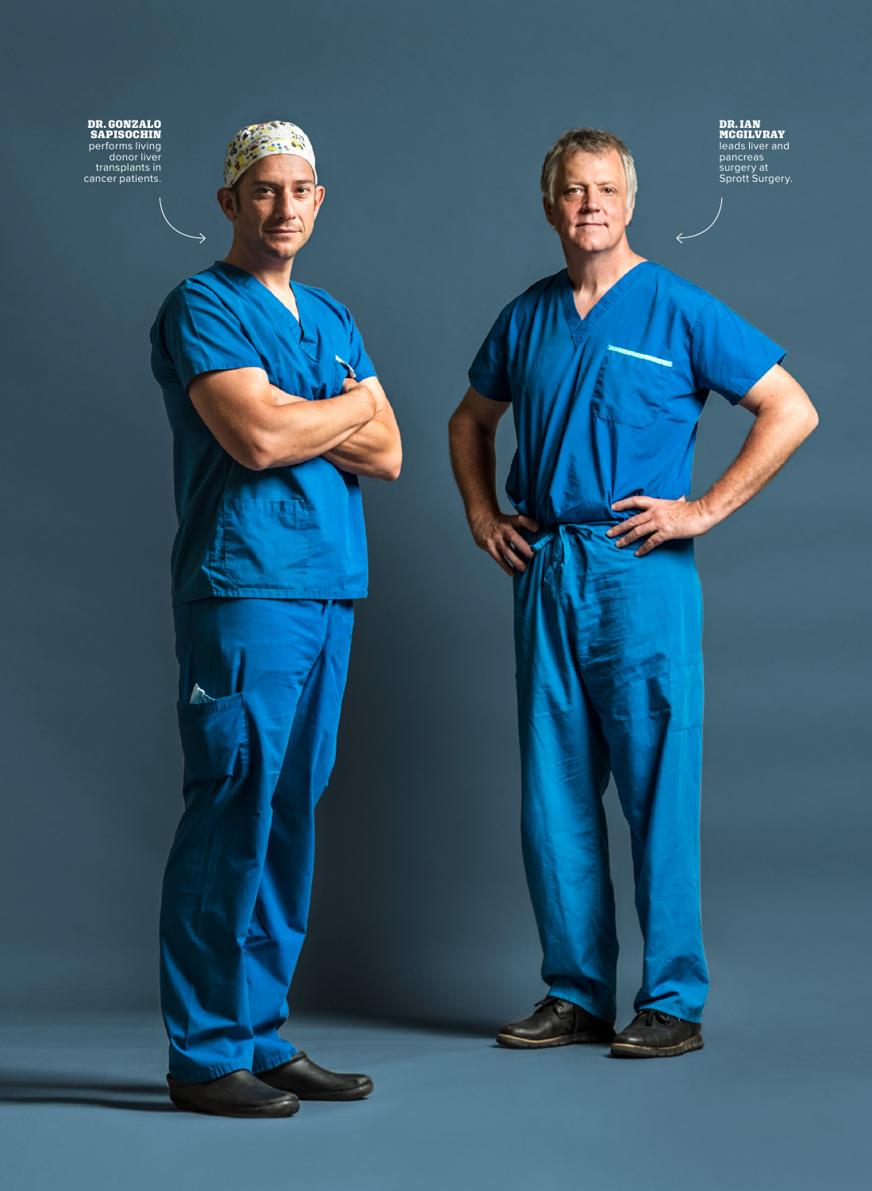**DR. GONZALO SAPISOCHIN** performs living donor liver transplants in cancer patients.

**DR. IAN MCGILVRAY** leads liver and pancreas surgery at Sprott Surgery.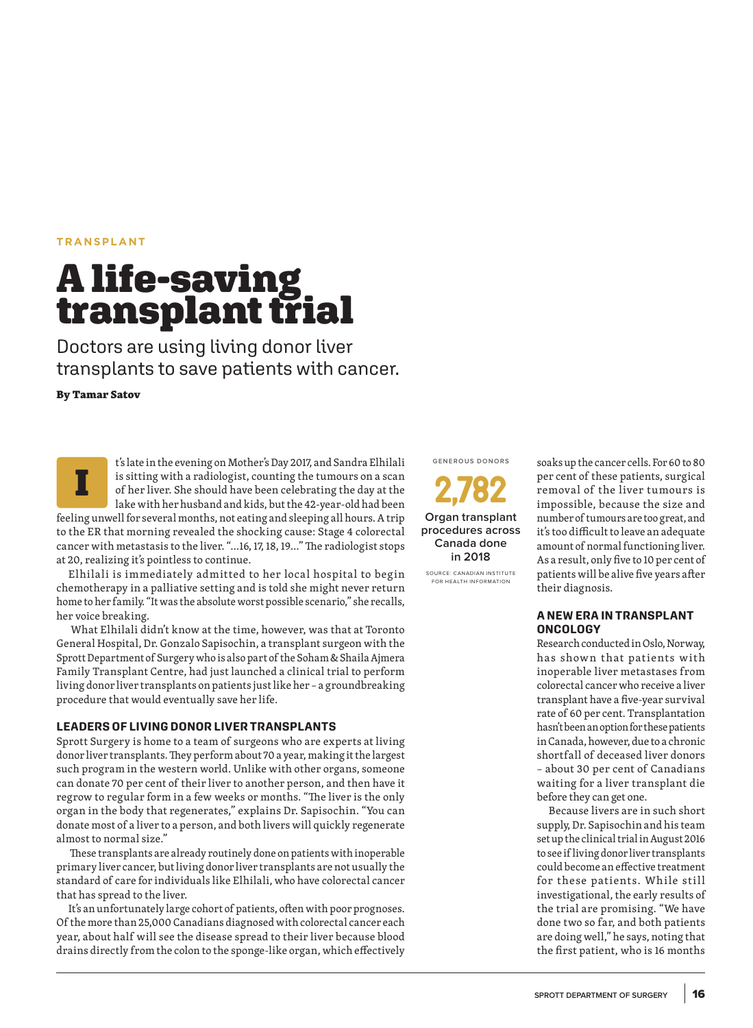TRANSPLANT

# A life-saving transplant trial

Doctors are using living donor liver transplants to save patients with cancer.

**By Tamar Satov**

It's late in the evening on Mother's Day 2017, and Sandra Elhilali is sitting with a radiologist, counting the tumours on a scan of her liver. She should have been celebrating the day at the lake with her husband and kids, but the 42-year-old had been feeling unwell for several months, not eating and sleeping all hours. A trip to the ER that morning revealed the shocking cause: Stage 4 colorectal cancer with metastasis to the liver. "...16, 17, 18, 19..." The radiologist stops at 20, realizing it's pointless to continue.

Elhilali is immediately admitted to her local hospital to begin chemotherapy in a palliative setting and is told she might never return home to her family. "It was the absolute worst possible scenario," she recalls, her voice breaking.

What Elhilali didn't know at the time, however, was that at Toronto General Hospital, Dr. Gonzalo Sapisochin, a transplant surgeon with the Sprott Department of Surgery who is also part of the Soham & Shaila Ajmera Family Transplant Centre, had just launched a clinical trial to perform living donor liver transplants on patients just like her – a groundbreaking procedure that would eventually save her life.

### LEADERS OF LIVING DONOR LIVER TRANSPLANTS

Sprott Surgery is home to a team of surgeons who are experts at living donor liver transplants. They perform about 70 a year, making it the largest such program in the western world. Unlike with other organs, someone can donate 70 per cent of their liver to another person, and then have it regrow to regular form in a few weeks or months. "The liver is the only organ in the body that regenerates," explains Dr. Sapisochin. "You can donate most of a liver to a person, and both livers will quickly regenerate almost to normal size."

These transplants are already routinely done on patients with inoperable primary liver cancer, but living donor liver transplants are not usually the standard of care for individuals like Elhilali, who have colorectal cancer that has spread to the liver.

It's an unfortunately large cohort of patients, often with poor prognoses. Of the more than 25,000 Canadians diagnosed with colorectal cancer each year, about half will see the disease spread to their liver because blood drains directly from the colon to the sponge-like organ, which effectively soaks up the cancer cells. For 60 to 80 per cent of these patients, surgical removal of the liver tumours is impossible, because the size and number of tumours are too great, and it's too difficult to leave an adequate amount of normal functioning liver. As a result, only five to 10 per cent of patients will be alive five years after their diagnosis.

GENEROUS DONORS

**2,782**

Organ transplant procedures across Canada done in 2018

SOURCE: CANADIAN INSTITUTE FOR HEALTH INFORMATION

### A NEW ERA IN TRANSPLANT ONCOLOGY

Research conducted in Oslo, Norway, has shown that patients with inoperable liver metastases from colorectal cancer who receive a liver transplant have a five-year survival rate of 60 per cent. Transplantation hasn't been an option for these patients in Canada, however, due to a chronic shortfall of deceased liver donors – about 30 per cent of Canadians waiting for a liver transplant die before they can get one.

Because livers are in such short supply, Dr. Sapisochin and his team set up the clinical trial in August 2016 to see if living donor liver transplants could become an effective treatment for these patients. While still investigational, the early results of the trial are promising. "We have done two so far, and both patients are doing well," he says, noting that the first patient, who is 16 months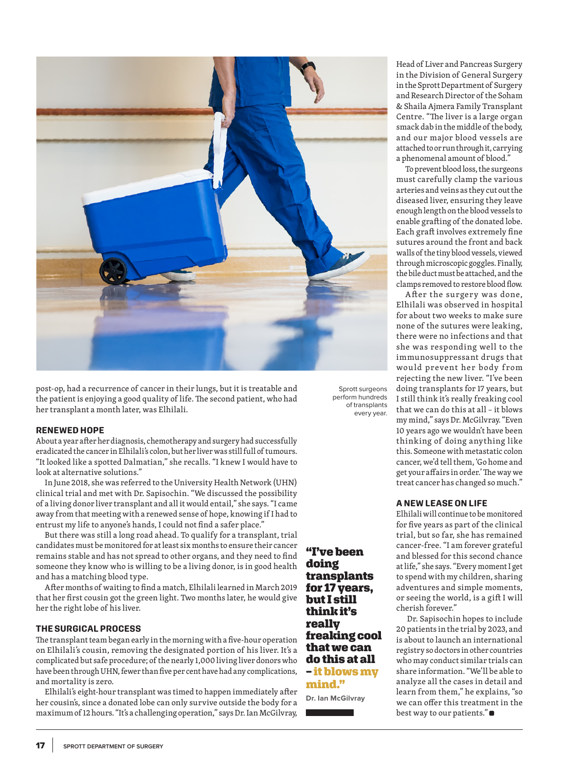post-op, had a recurrence of cancer in their lungs, but it is treatable and the patient is enjoying a good quality of life. The second patient, who had her transplant a month later, was Elhilali.

Sprott surgeons perform hundreds of transplants every year.

### RENEWED HOPE

About a year after her diagnosis, chemotherapy and surgery had successfully eradicated the cancer in Elhilali's colon, but her liver was still full of tumours. "It looked like a spotted Dalmatian," she recalls. "I knew I would have to look at alternative solutions."

In June 2018, she was referred to the University Health Network (UHN) clinical trial and met with Dr. Sapisochin. "We discussed the possibility of a living donor liver transplant and all it would entail," she says. "I came away from that meeting with a renewed sense of hope, knowing if I had to entrust my life to anyone's hands, I could not find a safer place."

But there was still a long road ahead. To qualify for a transplant, trial candidates must be monitored for at least six months to ensure their cancer remains stable and has not spread to other organs, and they need to find someone they know who is willing to be a living donor, is in good health and has a matching blood type.

After months of waiting to find a match, Elhilali learned in March 2019 that her first cousin got the green light. Two months later, he would give her the right lobe of his liver.

### THE SURGICAL PROCESS

The transplant team began early in the morning with a five-hour operation on Elhilali's cousin, removing the designated portion of his liver. It's a complicated but safe procedure; of the nearly 1,000 living liver donors who have been through UHN, fewer than five per cent have had any complications, and mortality is zero.

Elhilali's eight-hour transplant was timed to happen immediately after her cousin's, since a donated lobe can only survive outside the body for a maximum of 12 hours. "It's a challenging operation," says Dr. Ian McGilvray, Head of Liver and Pancreas Surgery in the Division of General Surgery in the Sprott Department of Surgery and Research Director of the Soham & Shaila Ajmera Family Transplant Centre. "The liver is a large organ smack dab in the middle of the body, and our major blood vessels are attached to or run through it, carrying a phenomenal amount of blood."

To prevent blood loss, the surgeons must carefully clamp the various arteries and veins as they cut out the diseased liver, ensuring they leave enough length on the blood vessels to enable grafting of the donated lobe. Each graft involves extremely fine sutures around the front and back walls of the tiny blood vessels, viewed through microscopic goggles. Finally, the bile duct must be attached, and the clamps removed to restore blood flow.

After the surgery was done, Elhilali was observed in hospital for about two weeks to make sure none of the sutures were leaking, there were no infections and that she was responding well to the immunosuppressant drugs that would prevent her body from rejecting the new liver. "I've been doing transplants for 17 years, but I still think it's really freaking cool that we can do this at all – it blows my mind," says Dr. McGilvray. "Even 10 years ago we wouldn't have been thinking of doing anything like this. Someone with metastatic colon cancer, we'd tell them, 'Go home and get your affairs in order.' The way we treat cancer has changed so much."

**"I've been doing transplants for 17 years, but I still think it's really freaking cool that we can do this at all – it blows my mind."**

**Dr. Ian McGilvray**

### A NEW LEASE ON LIFE

Elhilali will continue to be monitored for five years as part of the clinical trial, but so far, she has remained cancer-free. "I am forever grateful and blessed for this second chance at life," she says. "Every moment I get to spend with my children, sharing adventures and simple moments, or seeing the world, is a gift I will cherish forever."

Dr. Sapisochin hopes to include 20 patients in the trial by 2023, and is about to launch an international registry so doctors in other countries who may conduct similar trials can share information. "We'll be able to analyze all the cases in detail and learn from them," he explains, "so we can offer this treatment in the best way to our patients." ■